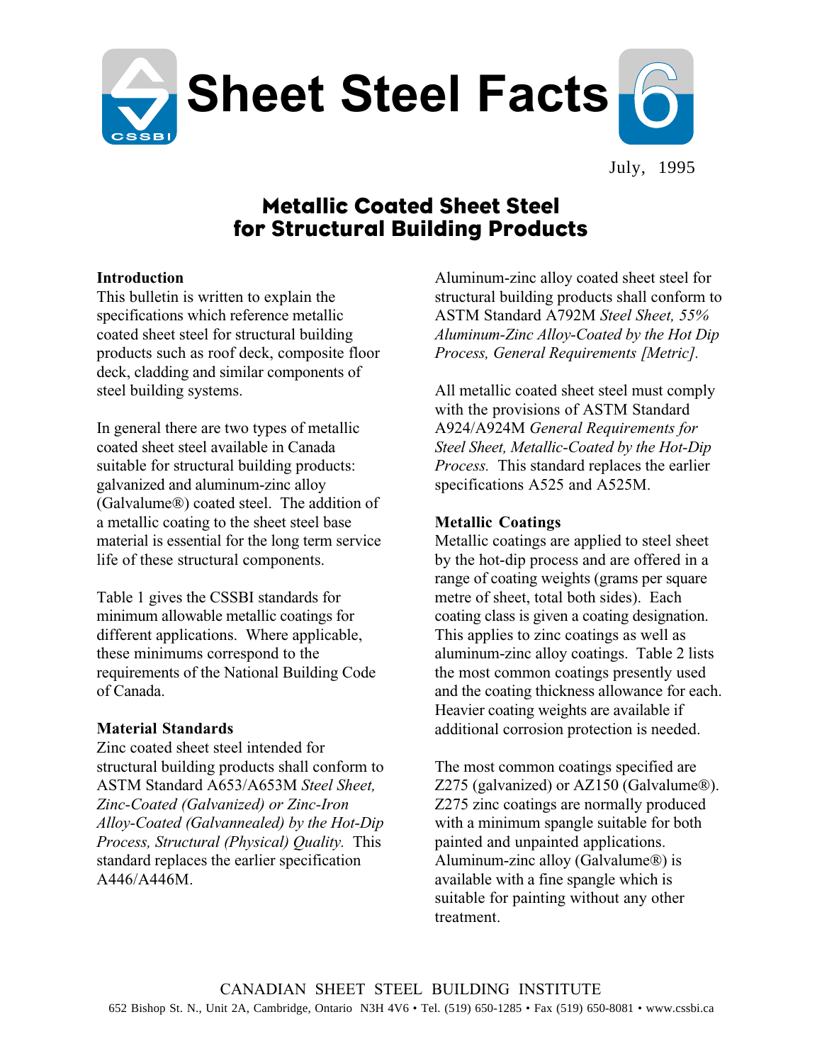# Sheet Steel Facts 6

July, 1995

## Metallic Coated Sheet Steel for Structural Building Products

### Introduction

This bulletin is written to explain the specifications which reference metallic coated sheet steel for structural building products such as roof deck, composite floor deck, cladding and similar components of steel building systems.

In general there are two types of metallic coated sheet steel available in Canada suitable for structural building products: galvanized and aluminum-zinc alloy (Galvalume®) coated steel. The addition of a metallic coating to the sheet steel base material is essential for the long term service life of these structural components.

Table 1 gives the CSSBI standards for minimum allowable metallic coatings for different applications. Where applicable, these minimums correspond to the requirements of the National Building Code of Canada.

### Material Standards

Zinc coated sheet steel intended for structural building products shall conform to ASTM Standard A653/A653M *Steel Sheet, Zinc-Coated (Galvanized) or Zinc-Iron Alloy-Coated (Galvannealed) by the Hot-Dip Process, Structural (Physical) Quality.* This standard replaces the earlier specification A446/A446M.

Aluminum-zinc alloy coated sheet steel for structural building products shall conform to ASTM Standard A792M *Steel Sheet, 55% Aluminum-Zinc Alloy-Coated by the Hot Dip Process, General Requirements [Metric].*

All metallic coated sheet steel must comply with the provisions of ASTM Standard A924/A924M *General Requirements for Steel Sheet, Metallic-Coated by the Hot-Dip Process.* This standard replaces the earlier specifications A525 and A525M.

### Metallic Coatings

Metallic coatings are applied to steel sheet by the hot-dip process and are offered in a range of coating weights (grams per square metre of sheet, total both sides). Each coating class is given a coating designation. This applies to zinc coatings as well as aluminum-zinc alloy coatings. Table 2 lists the most common coatings presently used and the coating thickness allowance for each. Heavier coating weights are available if additional corrosion protection is needed.

The most common coatings specified are Z275 (galvanized) or AZ150 (Galvalume®). Z275 zinc coatings are normally produced with a minimum spangle suitable for both painted and unpainted applications. Aluminum-zinc alloy (Galvalume®) is available with a fine spangle which is suitable for painting without any other treatment.

CANADIAN SHEET STEEL BUILDING INSTITUTE

652 Bishop St. N., Unit 2A, Cambridge, Ontario N3H 4V6 • Tel. (519) 650-1285 • Fax (519) 650-8081 • www.cssbi.ca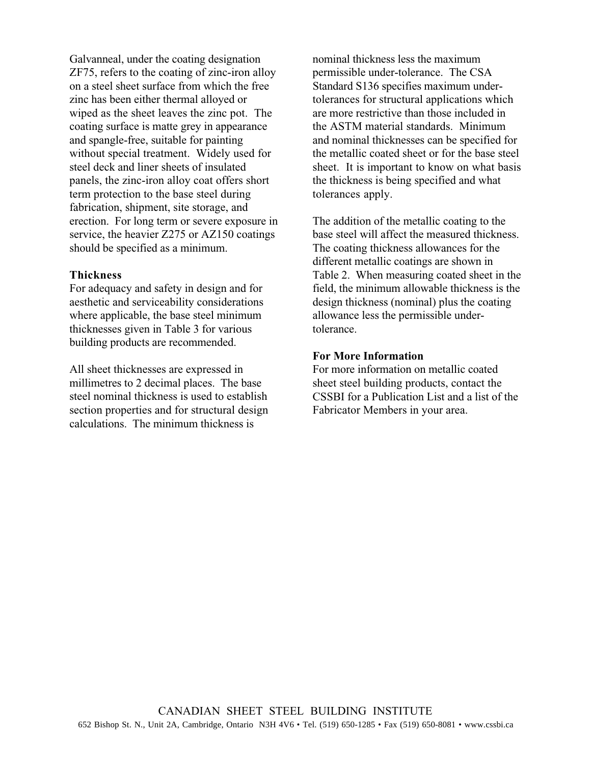Galvanneal, under the coating designation ZF75, refers to the coating of zinc-iron alloy on a steel sheet surface from which the free zinc has been either thermal alloyed or wiped as the sheet leaves the zinc pot. The coating surface is matte grey in appearance and spangle-free, suitable for painting without special treatment. Widely used for steel deck and liner sheets of insulated panels, the zinc-iron alloy coat offers short term protection to the base steel during fabrication, shipment, site storage, and erection. For long term or severe exposure in service, the heavier Z275 or AZ150 coatings should be specified as a minimum.

**Thickness**

For adequacy and safety in design and for aesthetic and serviceability considerations where applicable, the base steel minimum thicknesses given in Table 3 for various building products are recommended.

All sheet thicknesses are expressed in millimetres to 2 decimal places. The base steel nominal thickness is used to establish section properties and for structural design calculations. The minimum thickness is nominal thickness less the maximum permissible under-tolerance. The CSA Standard S136 specifies maximum under-tolerances for structural applications which are more restrictive than those included in the ASTM material standards. Minimum and nominal thicknesses can be specified for the metallic coated sheet or for the base steel sheet. It is important to know on what basis the thickness is being specified and what tolerances apply.

The addition of the metallic coating to the base steel will affect the measured thickness. The coating thickness allowances for the different metallic coatings are shown in Table 2. When measuring coated sheet in the field, the minimum allowable thickness is the design thickness (nominal) plus the coating allowance less the permissible under-tolerance.

**For More Information**

For more information on metallic coated sheet steel building products, contact the CSSBI for a Publication List and a list of the Fabricator Members in your area.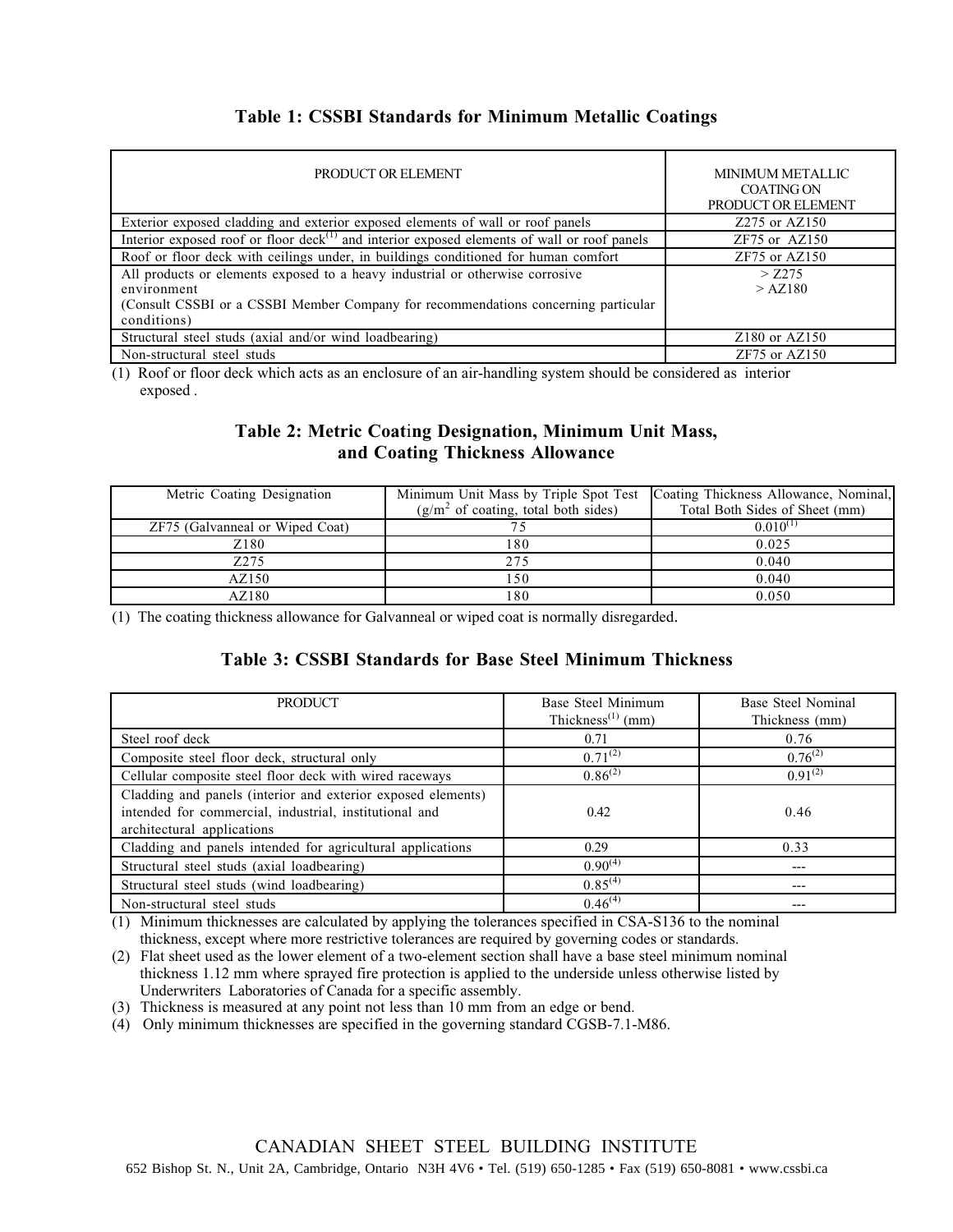## Table 1: CSSBI Standards for Minimum Metallic Coatings

| PRODUCT OR ELEMENT | MINIMUM METALLIC COATING ON PRODUCT OR ELEMENT |
|---|---|
| Exterior exposed cladding and exterior exposed elements of wall or roof panels | Z275 or AZ150 |
| Interior exposed roof or floor deck[(1)] and interior exposed elements of wall or roof panels | ZF75 or AZ150 |
| Roof or floor deck with ceilings under, in buildings conditioned for human comfort | ZF75 or AZ150 |
| All products or elements exposed to a heavy industrial or otherwise corrosive environment (Consult CSSBI or a CSSBI Member Company for recommendations concerning particular conditions) | > Z275 > AZ180 |
| Structural steel studs (axial and/or wind loadbearing) | Z180 or AZ150 |
| Non-structural steel studs | ZF75 or AZ150 |

(1) Roof or floor deck which acts as an enclosure of an air-handling system should be considered as interior exposed.

## Table 2: Metric Coating Designation, Minimum Unit Mass, and Coating Thickness Allowance

| Metric Coating Designation | Minimum Unit Mass by Triple Spot Test ($g/m^2$ of coating, total both sides) | Coating Thickness Allowance, Nominal, Total Both Sides of Sheet (mm) |
|---|---|---|
| ZF75 (Galvanneal or Wiped Coat) | 75 | 0.010[(1)] |
| Z180 | 180 | 0.025 |
| Z275 | 275 | 0.040 |
| AZ150 | 150 | 0.040 |
| AZ180 | 180 | 0.050 |

(1) The coating thickness allowance for Galvanneal or wiped coat is normally disregarded.

## Table 3: CSSBI Standards for Base Steel Minimum Thickness

| PRODUCT | Base Steel Minimum Thickness[(1)] (mm) | Base Steel Nominal Thickness (mm) |
|---|---|---|
| Steel roof deck | 0.71 | 0.76 |
| Composite steel floor deck, structural only | 0.71[(2)] | 0.76[(2)] |
| Cellular composite steel floor deck with wired raceways | 0.86[(2)] | 0.91[(2)] |
| Cladding and panels (interior and exterior exposed elements) intended for commercial, industrial, institutional and architectural applications | 0.42 | 0.46 |
| Cladding and panels intended for agricultural applications | 0.29 | 0.33 |
| Structural steel studs (axial loadbearing) | 0.90[(4)] | --- |
| Structural steel studs (wind loadbearing) | 0.85[(4)] | --- |
| Non-structural steel studs | 0.46[(4)] | --- |

(1) Minimum thicknesses are calculated by applying the tolerances specified in CSA-S136 to the nominal thickness, except where more restrictive tolerances are required by governing codes or standards.

(2) Flat sheet used as the lower element of a two-element section shall have a base steel minimum nominal thickness 1.12 mm where sprayed fire protection is applied to the underside unless otherwise listed by Underwriters Laboratories of Canada for a specific assembly.

(3) Thickness is measured at any point not less than 10 mm from an edge or bend.

(4) Only minimum thicknesses are specified in the governing standard CGSB-7.1-M86.

CANADIAN SHEET STEEL BUILDING INSTITUTE

652 Bishop St. N., Unit 2A, Cambridge, Ontario N3H 4V6 • Tel. (519) 650-1285 • Fax (519) 650-8081 • www.cssbi.ca